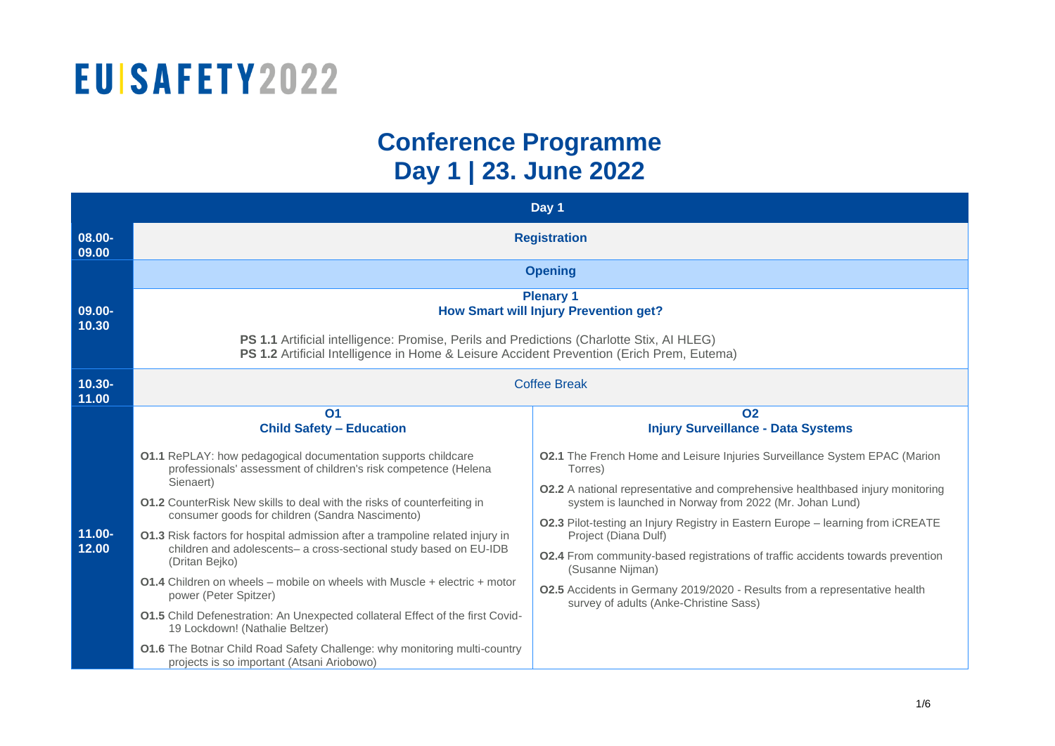# EU SAFETY 2022

## Conference Programme
## Day 1 | 23. June 2022

| Day 1 | | |
|---|---|---|
| 08.00-09.00 | **Registration** | |
| 09.00-10.30 | **Opening**<br><br>**Plenary 1**<br>**How Smart will Injury Prevention get?**<br><br>**PS 1.1** Artificial intelligence: Promise, Perils and Predictions (Charlotte Stix, AI HLEG)<br>**PS 1.2** Artificial Intelligence in Home & Leisure Accident Prevention (Erich Prem, Eutema) | |
| 10.30-11.00 | Coffee Break | |
| 11.00-12.00 | **O1**<br>**Child Safety – Education**<br><br>**O1.1** RePLAY: how pedagogical documentation supports childcare professionals' assessment of children's risk competence (Helena Sienaert)<br>**O1.2** CounterRisk New skills to deal with the risks of counterfeiting in consumer goods for children (Sandra Nascimento)<br>**O1.3** Risk factors for hospital admission after a trampoline related injury in children and adolescents– a cross-sectional study based on EU-IDB (Dritan Bejko)<br>**O1.4** Children on wheels – mobile on wheels with Muscle + electric + motor power (Peter Spitzer)<br>**O1.5** Child Defenestration: An Unexpected collateral Effect of the first Covid-19 Lockdown! (Nathalie Beltzer)<br>**O1.6** The Botnar Child Road Safety Challenge: why monitoring multi-country projects is so important (Atsani Ariobowo) | **O2**<br>**Injury Surveillance - Data Systems**<br><br>**O2.1** The French Home and Leisure Injuries Surveillance System EPAC (Marion Torres)<br>**O2.2** A national representative and comprehensive healthbased injury monitoring system is launched in Norway from 2022 (Mr. Johan Lund)<br>**O2.3** Pilot-testing an Injury Registry in Eastern Europe – learning from iCREATE Project (Diana Dulf)<br>**O2.4** From community-based registrations of traffic accidents towards prevention (Susanne Nijman)<br>**O2.5** Accidents in Germany 2019/2020 - Results from a representative health survey of adults (Anke-Christine Sass) |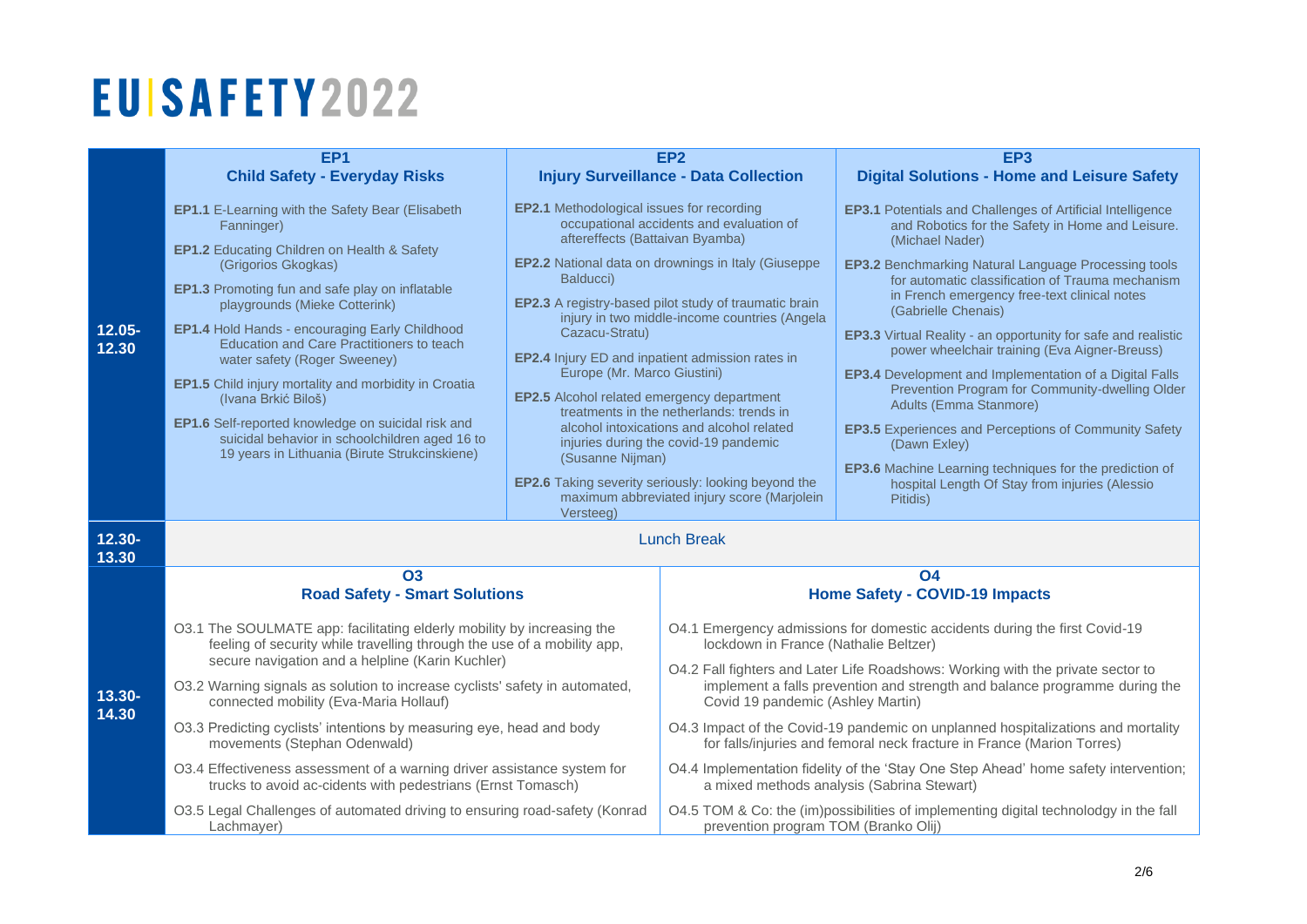# EU|SAFETY2022

| | EP1<br>**Child Safety - Everyday Risks** | EP2<br>**Injury Surveillance - Data Collection** | EP3<br>**Digital Solutions - Home and Leisure Safety** |
|---|---|---|---|
| **12.05-12.30** | **EP1.1** E-Learning with the Safety Bear (Elisabeth Fanninger)<br>**EP1.2** Educating Children on Health & Safety (Grigorios Gkogkas)<br>**EP1.3** Promoting fun and safe play on inflatable playgrounds (Mieke Cotterink)<br>**EP1.4** Hold Hands - encouraging Early Childhood Education and Care Practitioners to teach water safety (Roger Sweeney)<br>**EP1.5** Child injury mortality and morbidity in Croatia (Ivana Brkić Biloš)<br>**EP1.6** Self-reported knowledge on suicidal risk and suicidal behavior in schoolchildren aged 16 to 19 years in Lithuania (Birute Strukcinskiene) | **EP2.1** Methodological issues for recording occupational accidents and evaluation of aftereffects (Battaivan Byamba)<br>**EP2.2** National data on drownings in Italy (Giuseppe Balducci)<br>**EP2.3** A registry-based pilot study of traumatic brain injury in two middle-income countries (Angela Cazacu-Stratu)<br>**EP2.4** Injury ED and inpatient admission rates in Europe (Mr. Marco Giustini)<br>**EP2.5** Alcohol related emergency department treatments in the netherlands: trends in alcohol intoxications and alcohol related injuries during the covid-19 pandemic (Susanne Nijman)<br>**EP2.6** Taking severity seriously: looking beyond the maximum abbreviated injury score (Marjolein Versteeg) | **EP3.1** Potentials and Challenges of Artificial Intelligence and Robotics for the Safety in Home and Leisure. (Michael Nader)<br>**EP3.2** Benchmarking Natural Language Processing tools for automatic classification of Trauma mechanism in French emergency free-text clinical notes (Gabrielle Chenais)<br>**EP3.3** Virtual Reality - an opportunity for safe and realistic power wheelchair training (Eva Aigner-Breuss)<br>**EP3.4** Development and Implementation of a Digital Falls Prevention Program for Community-dwelling Older Adults (Emma Stanmore)<br>**EP3.5** Experiences and Perceptions of Community Safety (Dawn Exley)<br>**EP3.6** Machine Learning techniques for the prediction of hospital Length Of Stay from injuries (Alessio Pitidis) |
| **12.30-13.30** | Lunch Break | | |

| | O3<br>**Road Safety - Smart Solutions** | O4<br>**Home Safety - COVID-19 Impacts** |
|---|---|---|
| **13.30-14.30** | O3.1 The SOULMATE app: facilitating elderly mobility by increasing the feeling of security while travelling through the use of a mobility app, secure navigation and a helpline (Karin Kuchler)<br>O3.2 Warning signals as solution to increase cyclists' safety in automated, connected mobility (Eva-Maria Hollauf)<br>O3.3 Predicting cyclists' intentions by measuring eye, head and body movements (Stephan Odenwald)<br>O3.4 Effectiveness assessment of a warning driver assistance system for trucks to avoid ac-cidents with pedestrians (Ernst Tomasch)<br>O3.5 Legal Challenges of automated driving to ensuring road-safety (Konrad Lachmayer) | O4.1 Emergency admissions for domestic accidents during the first Covid-19 lockdown in France (Nathalie Beltzer)<br>O4.2 Fall fighters and Later Life Roadshows: Working with the private sector to implement a falls prevention and strength and balance programme during the Covid 19 pandemic (Ashley Martin)<br>O4.3 Impact of the Covid-19 pandemic on unplanned hospitalizations and mortality for falls/injuries and femoral neck fracture in France (Marion Torres)<br>O4.4 Implementation fidelity of the 'Stay One Step Ahead' home safety intervention; a mixed methods analysis (Sabrina Stewart)<br>O4.5 TOM & Co: the (im)possibilities of implementing digital technolodgy in the fall prevention program TOM (Branko Olij) |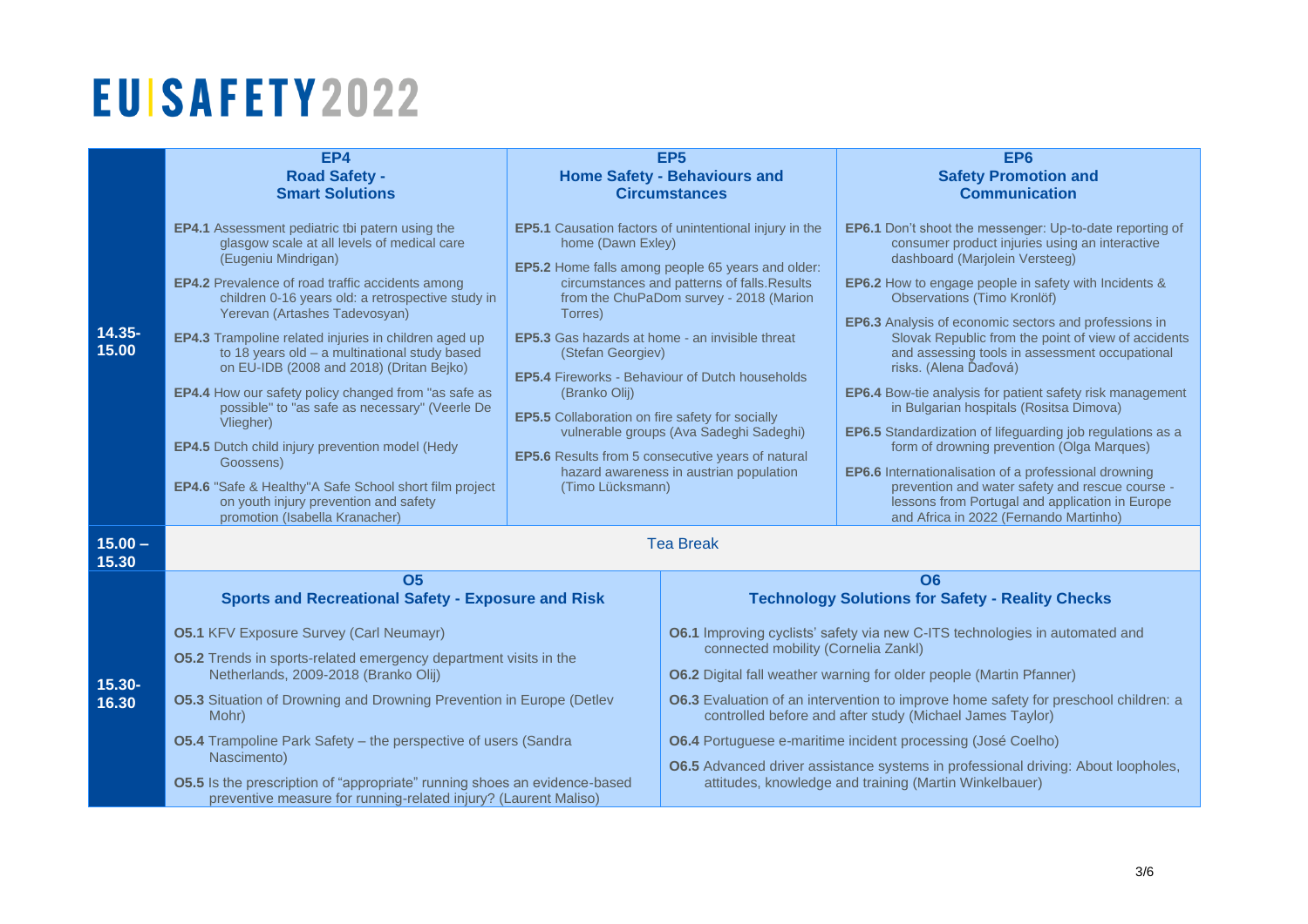# EU|SAFETY2022

| | EP4<br>**Road Safety - Smart Solutions** | EP5<br>**Home Safety - Behaviours and Circumstances** | EP6<br>**Safety Promotion and Communication** |
|---|---|---|---|
| **14.35-15.00** | **EP4.1** Assessment pediatric tbi patern using the glasgow scale at all levels of medical care (Eugeniu Mindrigan)<br>**EP4.2** Prevalence of road traffic accidents among children 0-16 years old: a retrospective study in Yerevan (Artashes Tadevosyan)<br>**EP4.3** Trampoline related injuries in children aged up to 18 years old – a multinational study based on EU-IDB (2008 and 2018) (Dritan Bejko)<br>**EP4.4** How our safety policy changed from "as safe as possible" to "as safe as necessary" (Veerle De Vliegher)<br>**EP4.5** Dutch child injury prevention model (Hedy Goossens)<br>**EP4.6** "Safe & Healthy"A Safe School short film project on youth injury prevention and safety promotion (Isabella Kranacher) | **EP5.1** Causation factors of unintentional injury in the home (Dawn Exley)<br>**EP5.2** Home falls among people 65 years and older: circumstances and patterns of falls.Results from the ChuPaDom survey - 2018 (Marion Torres)<br>**EP5.3** Gas hazards at home - an invisible threat (Stefan Georgiev)<br>**EP5.4** Fireworks - Behaviour of Dutch households (Branko Olij)<br>**EP5.5** Collaboration on fire safety for socially vulnerable groups (Ava Sadeghi Sadeghi)<br>**EP5.6** Results from 5 consecutive years of natural hazard awareness in austrian population (Timo Lücksmann) | **EP6.1** Don't shoot the messenger: Up-to-date reporting of consumer product injuries using an interactive dashboard (Marjolein Versteeg)<br>**EP6.2** How to engage people in safety with Incidents & Observations (Timo Kronlöf)<br>**EP6.3** Analysis of economic sectors and professions in Slovak Republic from the point of view of accidents and assessing tools in assessment occupational risks. (Alena Ďaďová)<br>**EP6.4** Bow-tie analysis for patient safety risk management in Bulgarian hospitals (Rositsa Dimova)<br>**EP6.5** Standardization of lifeguarding job regulations as a form of drowning prevention (Olga Marques)<br>**EP6.6** Internationalisation of a professional drowning prevention and water safety and rescue course - lessons from Portugal and application in Europe and Africa in 2022 (Fernando Martinho) |
| **15.00 – 15.30** | Tea Break | | |

| | O5<br>**Sports and Recreational Safety - Exposure and Risk** | O6<br>**Technology Solutions for Safety - Reality Checks** |
|---|---|---|
| **15.30-16.30** | **O5.1** KFV Exposure Survey (Carl Neumayr)<br>**O5.2** Trends in sports-related emergency department visits in the Netherlands, 2009-2018 (Branko Olij)<br>**O5.3** Situation of Drowning and Drowning Prevention in Europe (Detlev Mohr)<br>**O5.4** Trampoline Park Safety – the perspective of users (Sandra Nascimento)<br>**O5.5** Is the prescription of "appropriate" running shoes an evidence-based preventive measure for running-related injury? (Laurent Maliso) | **O6.1** Improving cyclists' safety via new C-ITS technologies in automated and connected mobility (Cornelia Zankl)<br>**O6.2** Digital fall weather warning for older people (Martin Pfanner)<br>**O6.3** Evaluation of an intervention to improve home safety for preschool children: a controlled before and after study (Michael James Taylor)<br>**O6.4** Portuguese e-maritime incident processing (José Coelho)<br>**O6.5** Advanced driver assistance systems in professional driving: About loopholes, attitudes, knowledge and training (Martin Winkelbauer) |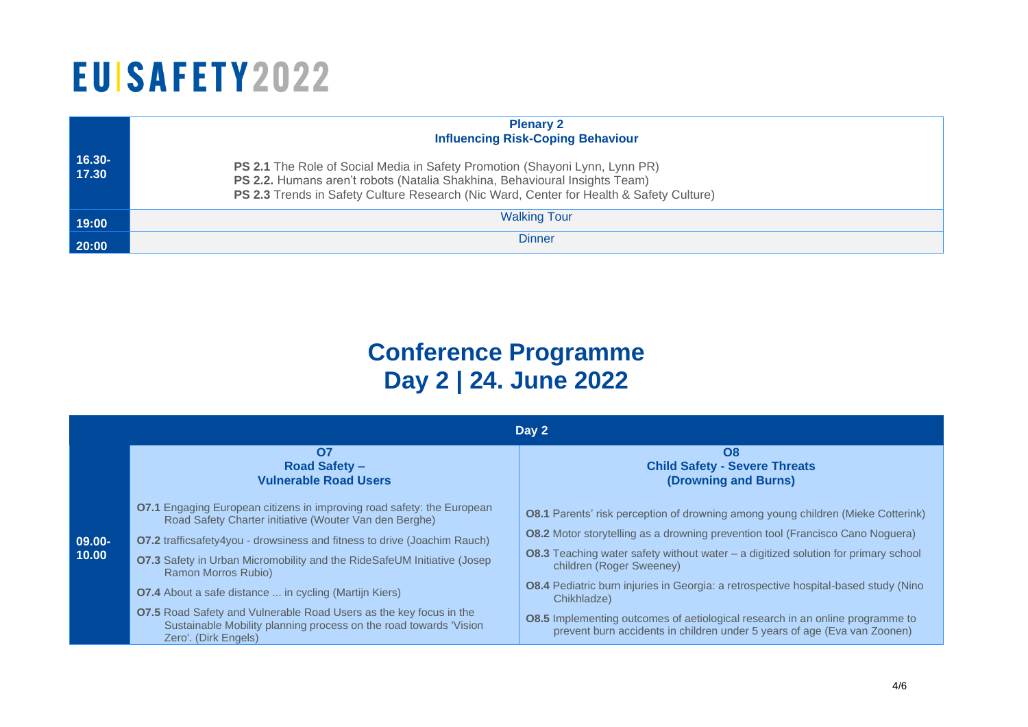# EU|SAFETY2022

| | |
|---|---|
| 16.30-17.30 | **Plenary 2**<br>**Influencing Risk-Coping Behaviour**<br><br>**PS 2.1** The Role of Social Media in Safety Promotion (Shayoni Lynn, Lynn PR)<br>**PS 2.2.** Humans aren't robots (Natalia Shakhina, Behavioural Insights Team)<br>**PS 2.3** Trends in Safety Culture Research (Nic Ward, Center for Health & Safety Culture) |
| 19:00 | Walking Tour |
| 20:00 | Dinner |

## Conference Programme
## Day 2 | 24. June 2022

| | Day 2 | |
|---|---|---|
| | **O7**<br>**Road Safety –**<br>**Vulnerable Road Users** | **O8**<br>**Child Safety - Severe Threats**<br>**(Drowning and Burns)** |
| 09.00-10.00 | **O7.1** Engaging European citizens in improving road safety: the European Road Safety Charter initiative (Wouter Van den Berghe)<br>**O7.2** trafficsafety4you - drowsiness and fitness to drive (Joachim Rauch)<br>**O7.3** Safety in Urban Micromobility and the RideSafeUM Initiative (Josep Ramon Morros Rubio)<br>**O7.4** About a safe distance ... in cycling (Martijn Kiers)<br>**O7.5** Road Safety and Vulnerable Road Users as the key focus in the Sustainable Mobility planning process on the road towards 'Vision Zero'. (Dirk Engels) | **O8.1** Parents' risk perception of drowning among young children (Mieke Cotterink)<br>**O8.2** Motor storytelling as a drowning prevention tool (Francisco Cano Noguera)<br>**O8.3** Teaching water safety without water – a digitized solution for primary school children (Roger Sweeney)<br>**O8.4** Pediatric burn injuries in Georgia: a retrospective hospital-based study (Nino Chikhladze)<br>**O8.5** Implementing outcomes of aetiological research in an online programme to prevent burn accidents in children under 5 years of age (Eva van Zoonen) |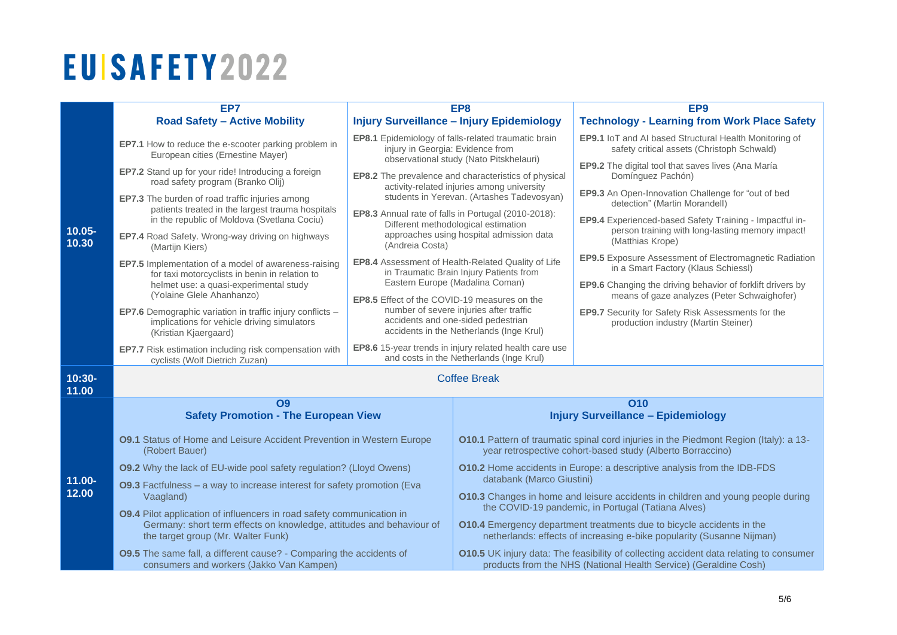# EU|SAFETY2022

| Time | EP7<br>Road Safety – Active Mobility | EP8<br>Injury Surveillance – Injury Epidemiology | EP9<br>Technology - Learning from Work Place Safety |
|---|---|---|---|
| 10.05-10.30 | **EP7.1** How to reduce the e-scooter parking problem in European cities (Ernestine Mayer)<br>**EP7.2** Stand up for your ride! Introducing a foreign road safety program (Branko Olij)<br>**EP7.3** The burden of road traffic injuries among patients treated in the largest trauma hospitals in the republic of Moldova (Svetlana Cociu)<br>**EP7.4** Road Safety. Wrong-way driving on highways (Martijn Kiers)<br>**EP7.5** Implementation of a model of awareness-raising for taxi motorcyclists in benin in relation to helmet use: a quasi-experimental study (Yolaine Glele Ahanhanzo)<br>**EP7.6** Demographic variation in traffic injury conflicts – implications for vehicle driving simulators (Kristian Kjaergaard)<br>**EP7.7** Risk estimation including risk compensation with cyclists (Wolf Dietrich Zuzan) | **EP8.1** Epidemiology of falls-related traumatic brain injury in Georgia: Evidence from observational study (Nato Pitskhelauri)<br>**EP8.2** The prevalence and characteristics of physical activity-related injuries among university students in Yerevan. (Artashes Tadevosyan)<br>**EP8.3** Annual rate of falls in Portugal (2010-2018): Different methodological estimation approaches using hospital admission data (Andreia Costa)<br>**EP8.4** Assessment of Health-Related Quality of Life in Traumatic Brain Injury Patients from Eastern Europe (Madalina Coman)<br>**EP8.5** Effect of the COVID-19 measures on the number of severe injuries after traffic accidents and one-sided pedestrian accidents in the Netherlands (Inge Krul)<br>**EP8.6** 15-year trends in injury related health care use and costs in the Netherlands (Inge Krul) | **EP9.1** IoT and AI based Structural Health Monitoring of safety critical assets (Christoph Schwald)<br>**EP9.2** The digital tool that saves lives (Ana María Domínguez Pachón)<br>**EP9.3** An Open-Innovation Challenge for "out of bed detection" (Martin Morandell)<br>**EP9.4** Experienced-based Safety Training - Impactful in-person training with long-lasting memory impact! (Matthias Krope)<br>**EP9.5** Exposure Assessment of Electromagnetic Radiation in a Smart Factory (Klaus Schiessl)<br>**EP9.6** Changing the driving behavior of forklift drivers by means of gaze analyzes (Peter Schwaighofer)<br>**EP9.7** Security for Safety Risk Assessments for the production industry (Martin Steiner) |
| 10:30-11.00 | Coffee Break | | |

| Time | O9<br>Safety Promotion - The European View | O10<br>Injury Surveillance – Epidemiology |
|---|---|---|
| 11.00-12.00 | **O9.1** Status of Home and Leisure Accident Prevention in Western Europe (Robert Bauer)<br>**O9.2** Why the lack of EU-wide pool safety regulation? (Lloyd Owens)<br>**O9.3** Factfulness – a way to increase interest for safety promotion (Eva Vaagland)<br>**O9.4** Pilot application of influencers in road safety communication in Germany: short term effects on knowledge, attitudes and behaviour of the target group (Mr. Walter Funk)<br>**O9.5** The same fall, a different cause? - Comparing the accidents of consumers and workers (Jakko Van Kampen) | **O10.1** Pattern of traumatic spinal cord injuries in the Piedmont Region (Italy): a 13-year retrospective cohort-based study (Alberto Borraccino)<br>**O10.2** Home accidents in Europe: a descriptive analysis from the IDB-FDS databank (Marco Giustini)<br>**O10.3** Changes in home and leisure accidents in children and young people during the COVID-19 pandemic, in Portugal (Tatiana Alves)<br>**O10.4** Emergency department treatments due to bicycle accidents in the netherlands: effects of increasing e-bike popularity (Susanne Nijman)<br>**O10.5** UK injury data: The feasibility of collecting accident data relating to consumer products from the NHS (National Health Service) (Geraldine Cosh) |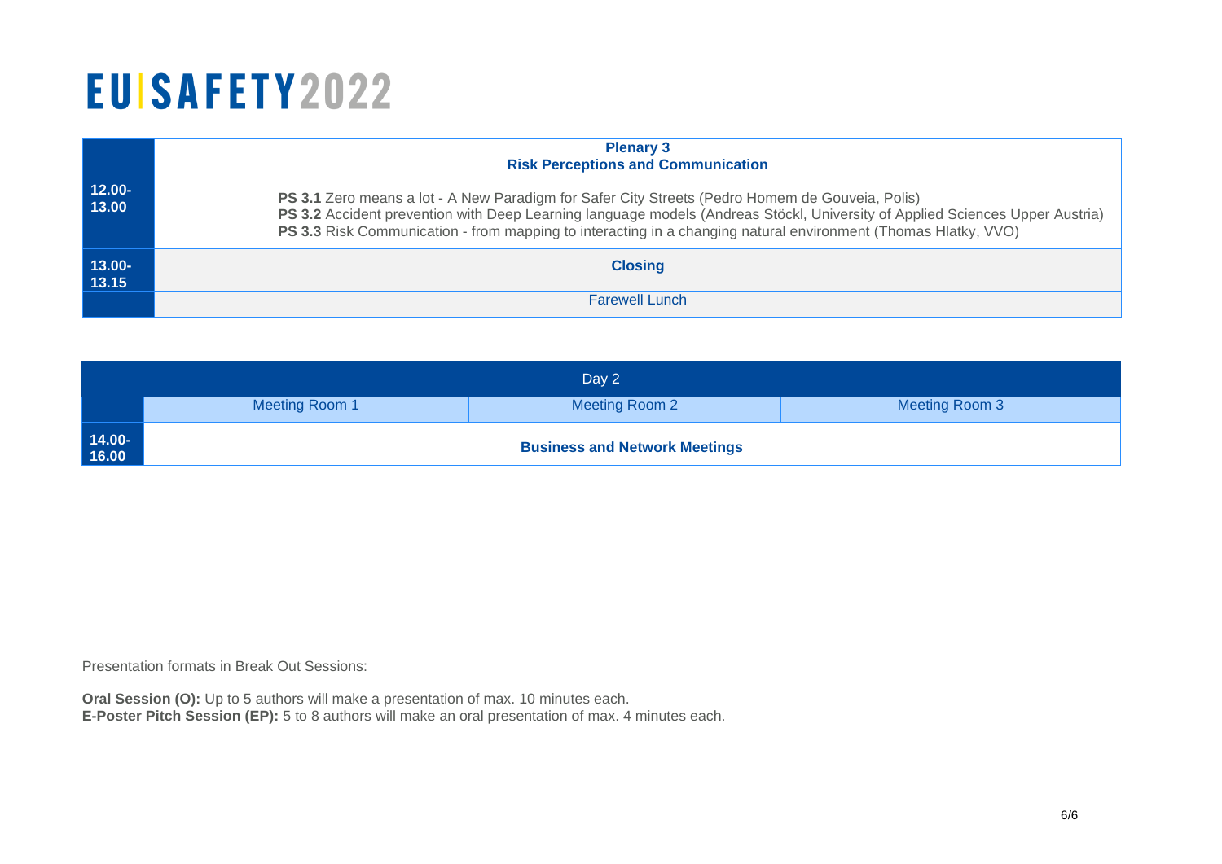# EU|SAFETY2022

| | |
|---|---|
| 12.00-13.00 | **Plenary 3**<br>**Risk Perceptions and Communication**<br><br>**PS 3.1** Zero means a lot - A New Paradigm for Safer City Streets (Pedro Homem de Gouveia, Polis)<br>**PS 3.2** Accident prevention with Deep Learning language models (Andreas Stöckl, University of Applied Sciences Upper Austria)<br>**PS 3.3** Risk Communication - from mapping to interacting in a changing natural environment (Thomas Hlatky, VVO) |
| 13.00-13.15 | **Closing** |
| | Farewell Lunch |

| Day 2 | | | |
|---|---|---|---|
| | Meeting Room 1 | Meeting Room 2 | Meeting Room 3 |
| 14.00-16.00 | **Business and Network Meetings** | | |

Presentation formats in Break Out Sessions:

**Oral Session (O):** Up to 5 authors will make a presentation of max. 10 minutes each.
**E-Poster Pitch Session (EP):** 5 to 8 authors will make an oral presentation of max. 4 minutes each.